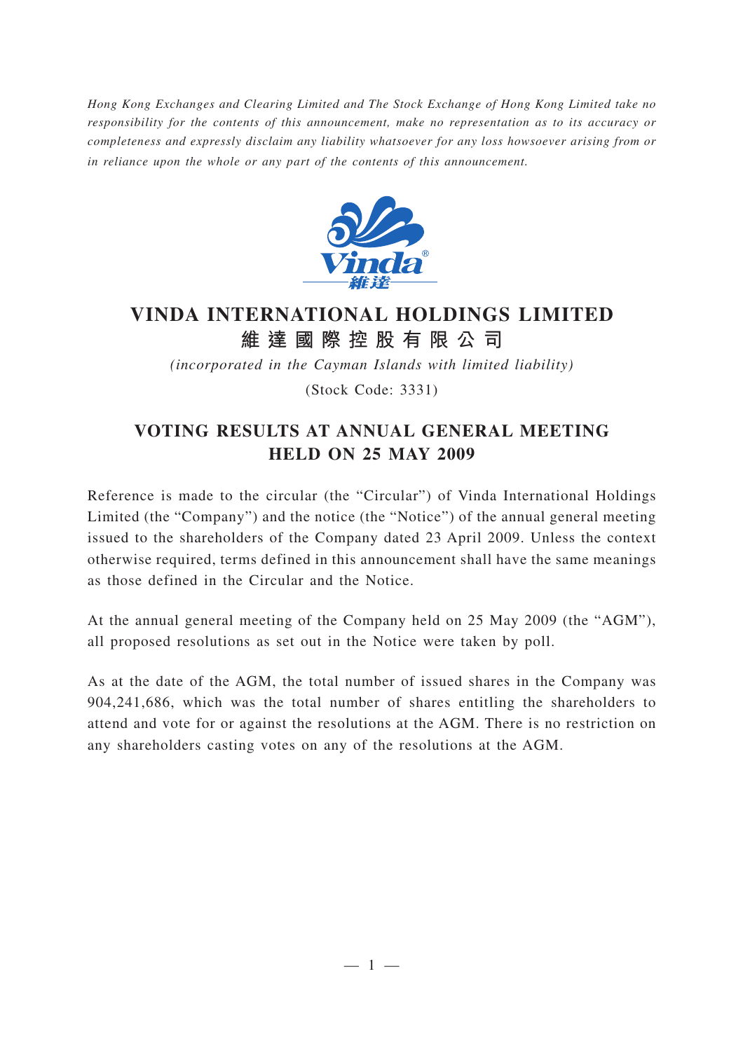*Hong Kong Exchanges and Clearing Limited and The Stock Exchange of Hong Kong Limited take no responsibility for the contents of this announcement, make no representation as to its accuracy or completeness and expressly disclaim any liability whatsoever for any loss howsoever arising from or in reliance upon the whole or any part of the contents of this announcement.*

# VINDA INTERNATIONAL HOLDINGS LIMITED
# 維達國際控股有限公司

*(incorporated in the Cayman Islands with limited liability)*

(Stock Code: 3331)

## VOTING RESULTS AT ANNUAL GENERAL MEETING HELD ON 25 MAY 2009

Reference is made to the circular (the "Circular") of Vinda International Holdings Limited (the "Company") and the notice (the "Notice") of the annual general meeting issued to the shareholders of the Company dated 23 April 2009. Unless the context otherwise required, terms defined in this announcement shall have the same meanings as those defined in the Circular and the Notice.

At the annual general meeting of the Company held on 25 May 2009 (the "AGM"), all proposed resolutions as set out in the Notice were taken by poll.

As at the date of the AGM, the total number of issued shares in the Company was 904,241,686, which was the total number of shares entitling the shareholders to attend and vote for or against the resolutions at the AGM. There is no restriction on any shareholders casting votes on any of the resolutions at the AGM.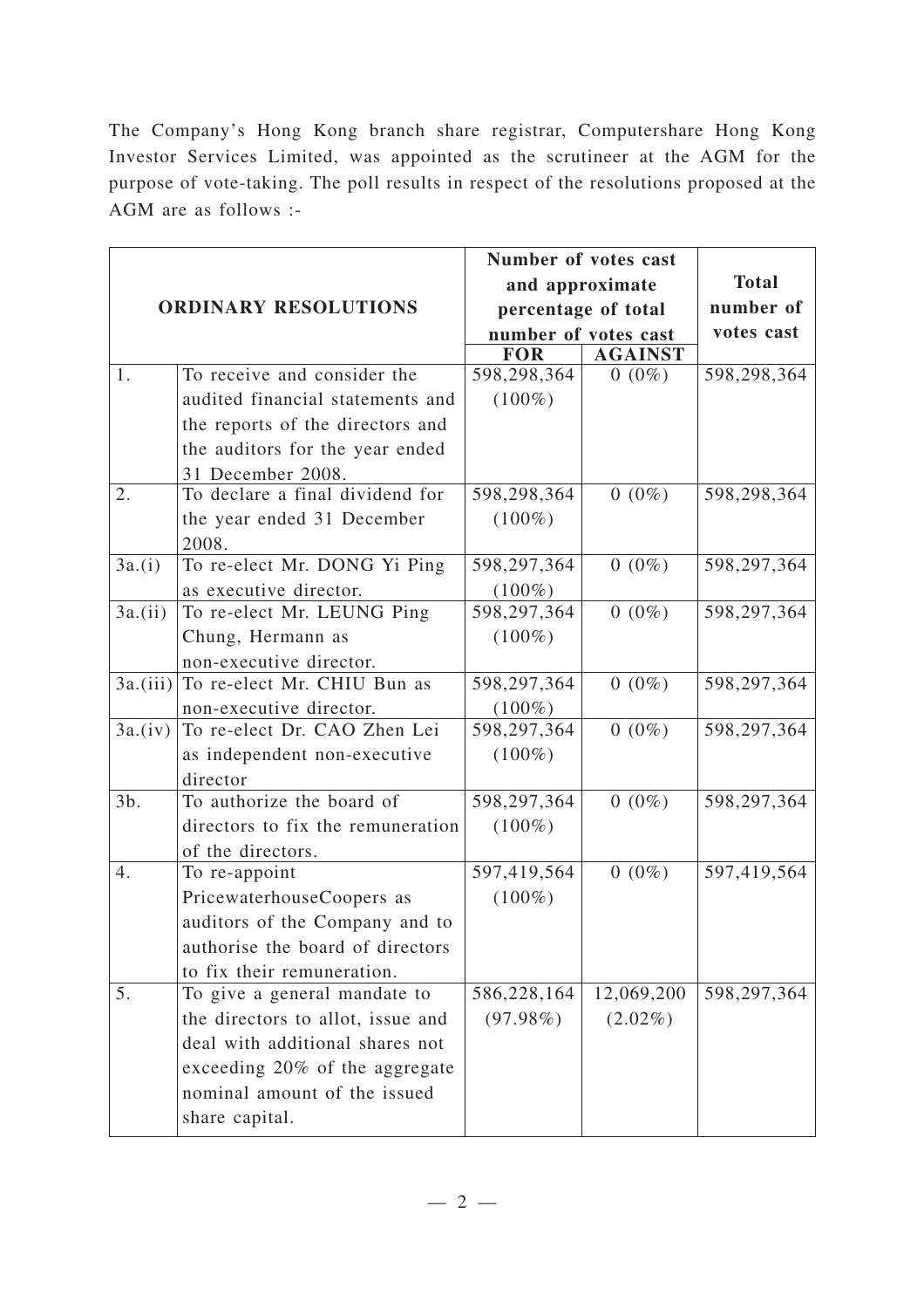The Company's Hong Kong branch share registrar, Computershare Hong Kong Investor Services Limited, was appointed as the scrutineer at the AGM for the purpose of vote-taking. The poll results in respect of the resolutions proposed at the AGM are as follows :-

| ORDINARY RESOLUTIONS | | Number of votes cast and approximate percentage of total number of votes cast | | Total number of votes cast |
|---|---|---|---|---|
| | | **FOR** | **AGAINST** | |
| 1. | To receive and consider the audited financial statements and the reports of the directors and the auditors for the year ended 31 December 2008. | 598,298,364 (100%) | 0 (0%) | 598,298,364 |
| 2. | To declare a final dividend for the year ended 31 December 2008. | 598,298,364 (100%) | 0 (0%) | 598,298,364 |
| 3a.(i) | To re-elect Mr. DONG Yi Ping as executive director. | 598,297,364 (100%) | 0 (0%) | 598,297,364 |
| 3a.(ii) | To re-elect Mr. LEUNG Ping Chung, Hermann as non-executive director. | 598,297,364 (100%) | 0 (0%) | 598,297,364 |
| 3a.(iii) | To re-elect Mr. CHIU Bun as non-executive director. | 598,297,364 (100%) | 0 (0%) | 598,297,364 |
| 3a.(iv) | To re-elect Dr. CAO Zhen Lei as independent non-executive director | 598,297,364 (100%) | 0 (0%) | 598,297,364 |
| 3b. | To authorize the board of directors to fix the remuneration of the directors. | 598,297,364 (100%) | 0 (0%) | 598,297,364 |
| 4. | To re-appoint PricewaterhouseCoopers as auditors of the Company and to authorise the board of directors to fix their remuneration. | 597,419,564 (100%) | 0 (0%) | 597,419,564 |
| 5. | To give a general mandate to the directors to allot, issue and deal with additional shares not exceeding 20% of the aggregate nominal amount of the issued share capital. | 586,228,164 (97.98%) | 12,069,200 (2.02%) | 598,297,364 |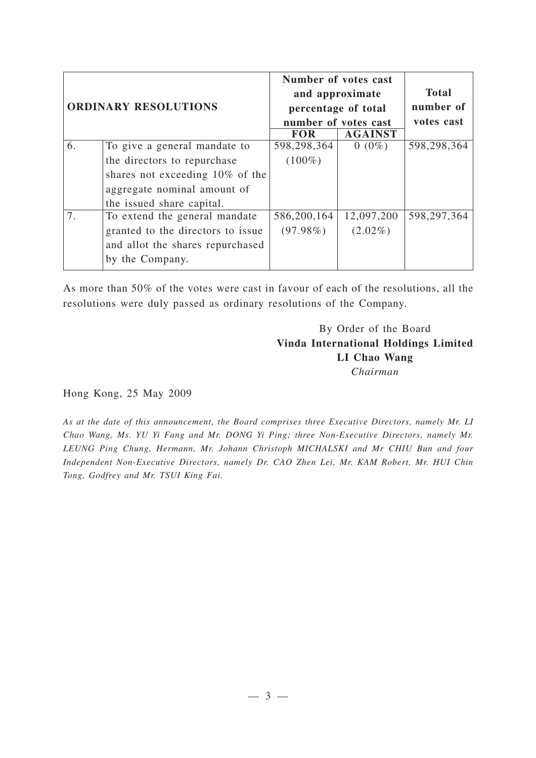| ORDINARY RESOLUTIONS | | Number of votes cast and approximate percentage of total number of votes cast | | Total number of votes cast |
|---|---|---|---|---|
| | | **FOR** | **AGAINST** | |
| 6. | To give a general mandate to the directors to repurchase shares not exceeding 10% of the aggregate nominal amount of the issued share capital. | 598,298,364 (100%) | 0 (0%) | 598,298,364 |
| 7. | To extend the general mandate granted to the directors to issue and allot the shares repurchased by the Company. | 586,200,164 (97.98%) | 12,097,200 (2.02%) | 598,297,364 |

As more than 50% of the votes were cast in favour of each of the resolutions, all the resolutions were duly passed as ordinary resolutions of the Company.

By Order of the Board
**Vinda International Holdings Limited**
**LI Chao Wang**
*Chairman*

Hong Kong, 25 May 2009

*As at the date of this announcement, the Board comprises three Executive Directors, namely Mr. LI Chao Wang, Ms. YU Yi Fang and Mr. DONG Yi Ping; three Non-Executive Directors, namely Mr. LEUNG Ping Chung, Hermann, Mr. Johann Christoph MICHALSKI and Mr CHIU Bun and four Independent Non-Executive Directors, namely Dr. CAO Zhen Lei, Mr. KAM Robert, Mr. HUI Chin Tong, Godfrey and Mr. TSUI King Fai.*